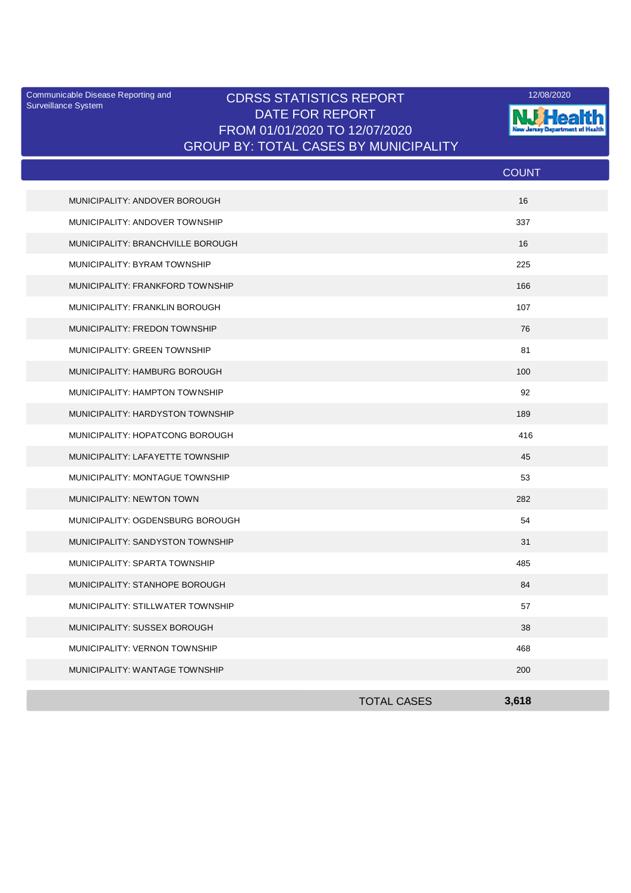Communicable Disease Reporting and Surveillance System

# CDRSS STATISTICS REPORT
## DATE FOR REPORT
## FROM 01/01/2020 TO 12/07/2020
## GROUP BY: TOTAL CASES BY MUNICIPALITY

12/08/2020

NJ Health
New Jersey Department of Health

| | COUNT |
|---|---|
| MUNICIPALITY: ANDOVER BOROUGH | 16 |
| MUNICIPALITY: ANDOVER TOWNSHIP | 337 |
| MUNICIPALITY: BRANCHVILLE BOROUGH | 16 |
| MUNICIPALITY: BYRAM TOWNSHIP | 225 |
| MUNICIPALITY: FRANKFORD TOWNSHIP | 166 |
| MUNICIPALITY: FRANKLIN BOROUGH | 107 |
| MUNICIPALITY: FREDON TOWNSHIP | 76 |
| MUNICIPALITY: GREEN TOWNSHIP | 81 |
| MUNICIPALITY: HAMBURG BOROUGH | 100 |
| MUNICIPALITY: HAMPTON TOWNSHIP | 92 |
| MUNICIPALITY: HARDYSTON TOWNSHIP | 189 |
| MUNICIPALITY: HOPATCONG BOROUGH | 416 |
| MUNICIPALITY: LAFAYETTE TOWNSHIP | 45 |
| MUNICIPALITY: MONTAGUE TOWNSHIP | 53 |
| MUNICIPALITY: NEWTON TOWN | 282 |
| MUNICIPALITY: OGDENSBURG BOROUGH | 54 |
| MUNICIPALITY: SANDYSTON TOWNSHIP | 31 |
| MUNICIPALITY: SPARTA TOWNSHIP | 485 |
| MUNICIPALITY: STANHOPE BOROUGH | 84 |
| MUNICIPALITY: STILLWATER TOWNSHIP | 57 |
| MUNICIPALITY: SUSSEX BOROUGH | 38 |
| MUNICIPALITY: VERNON TOWNSHIP | 468 |
| MUNICIPALITY: WANTAGE TOWNSHIP | 200 |
| TOTAL CASES | **3,618** |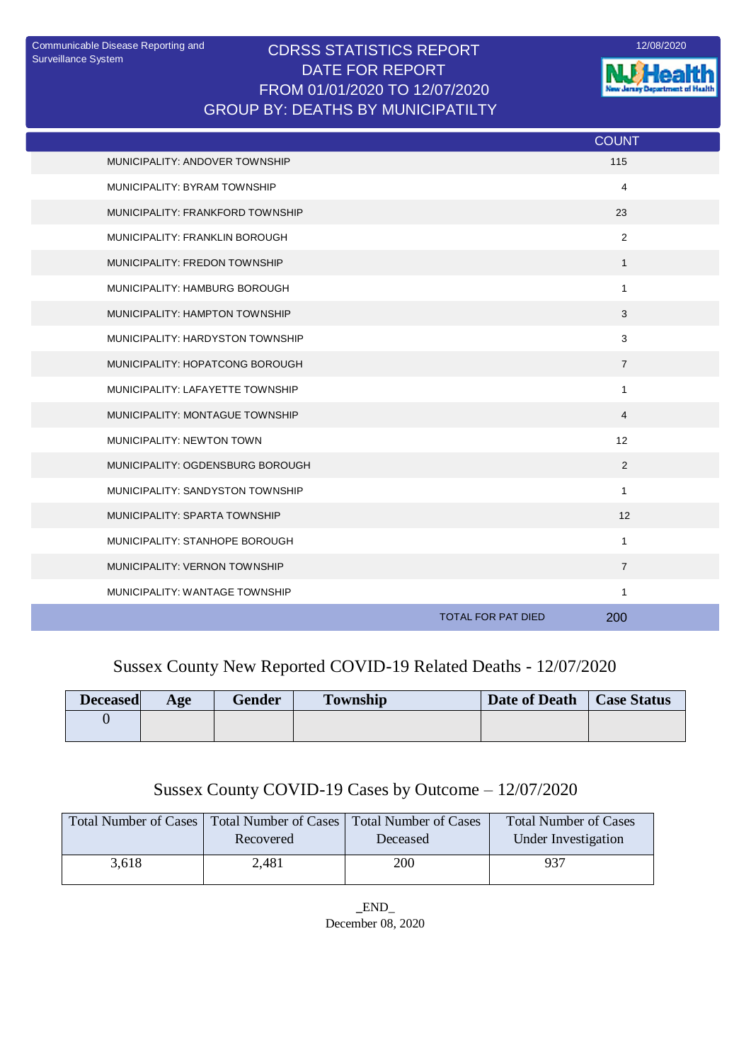Communicable Disease Reporting and Surveillance System

# CDRSS STATISTICS REPORT
DATE FOR REPORT
FROM 01/01/2020 TO 12/07/2020
GROUP BY: DEATHS BY MUNICIPATILTY

12/08/2020

| | COUNT |
|---|---|
| MUNICIPALITY: ANDOVER TOWNSHIP | 115 |
| MUNICIPALITY: BYRAM TOWNSHIP | 4 |
| MUNICIPALITY: FRANKFORD TOWNSHIP | 23 |
| MUNICIPALITY: FRANKLIN BOROUGH | 2 |
| MUNICIPALITY: FREDON TOWNSHIP | 1 |
| MUNICIPALITY: HAMBURG BOROUGH | 1 |
| MUNICIPALITY: HAMPTON TOWNSHIP | 3 |
| MUNICIPALITY: HARDYSTON TOWNSHIP | 3 |
| MUNICIPALITY: HOPATCONG BOROUGH | 7 |
| MUNICIPALITY: LAFAYETTE TOWNSHIP | 1 |
| MUNICIPALITY: MONTAGUE TOWNSHIP | 4 |
| MUNICIPALITY: NEWTON TOWN | 12 |
| MUNICIPALITY: OGDENSBURG BOROUGH | 2 |
| MUNICIPALITY: SANDYSTON TOWNSHIP | 1 |
| MUNICIPALITY: SPARTA TOWNSHIP | 12 |
| MUNICIPALITY: STANHOPE BOROUGH | 1 |
| MUNICIPALITY: VERNON TOWNSHIP | 7 |
| MUNICIPALITY: WANTAGE TOWNSHIP | 1 |
| TOTAL FOR PAT DIED | 200 |

## Sussex County New Reported COVID-19 Related Deaths - 12/07/2020

| Deceased | Age | Gender | Township | Date of Death | Case Status |
|---|---|---|---|---|---|
| 0 | | | | | |

## Sussex County COVID-19 Cases by Outcome – 12/07/2020

| Total Number of Cases | Total Number of Cases Recovered | Total Number of Cases Deceased | Total Number of Cases Under Investigation |
|---|---|---|---|
| 3,618 | 2,481 | 200 | 937 |

_END_
December 08, 2020